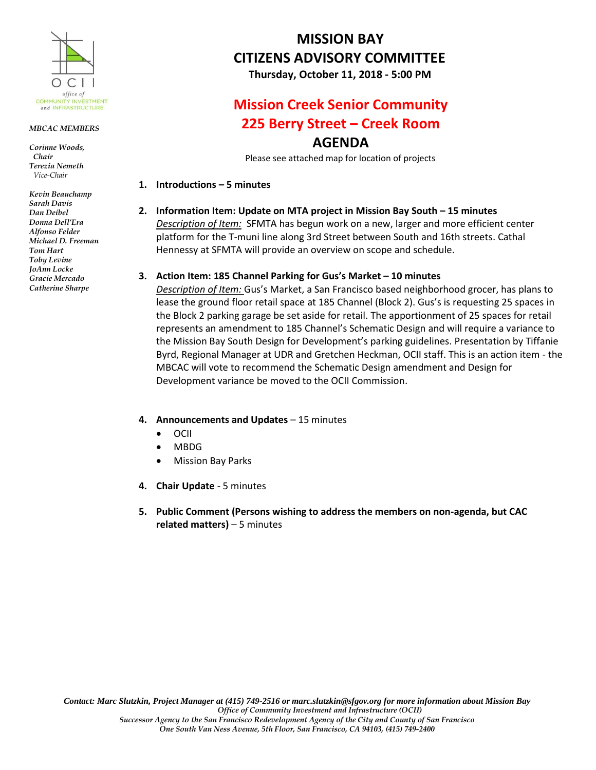OCI I
office of
COMMUNITY INVESTMENT
and INFRASTRUCTURE

*MBCAC MEMBERS*

*Corinne Woods, Chair*
*Terezia Nemeth Vice-Chair*

*Kevin Beauchamp*
*Sarah Davis*
*Dan Deibel*
*Donna Dell'Era*
*Alfonso Felder*
*Michael D. Freeman*
*Tom Hart*
*Toby Levine*
*JoAnn Locke*
*Gracie Mercado*
*Catherine Sharpe*

# MISSION BAY CITIZENS ADVISORY COMMITTEE

**Thursday, October 11, 2018 - 5:00 PM**

## Mission Creek Senior Community
## 225 Berry Street – Creek Room

## AGENDA

Please see attached map for location of projects

1. **Introductions – 5 minutes**

2. **Information Item: Update on MTA project in Mission Bay South – 15 minutes**
   Description of Item: SFMTA has begun work on a new, larger and more efficient center platform for the T-muni line along 3rd Street between South and 16th streets. Cathal Hennessy at SFMTA will provide an overview on scope and schedule.

3. **Action Item: 185 Channel Parking for Gus's Market – 10 minutes**
   Description of Item: Gus's Market, a San Francisco based neighborhood grocer, has plans to lease the ground floor retail space at 185 Channel (Block 2). Gus's is requesting 25 spaces in the Block 2 parking garage be set aside for retail. The apportionment of 25 spaces for retail represents an amendment to 185 Channel's Schematic Design and will require a variance to the Mission Bay South Design for Development's parking guidelines. Presentation by Tiffanie Byrd, Regional Manager at UDR and Gretchen Heckman, OCII staff. This is an action item - the MBCAC will vote to recommend the Schematic Design amendment and Design for Development variance be moved to the OCII Commission.

4. **Announcements and Updates** – 15 minutes
   - OCII
   - MBDG
   - Mission Bay Parks

4. **Chair Update** - 5 minutes

5. **Public Comment (Persons wishing to address the members on non-agenda, but CAC related matters)** – 5 minutes

*Contact: Marc Slutzkin, Project Manager at (415) 749-2516 or marc.slutzkin@sfgov.org for more information about Mission Bay*
*Office of Community Investment and Infrastructure (OCII)*
*Successor Agency to the San Francisco Redevelopment Agency of the City and County of San Francisco*
*One South Van Ness Avenue, 5th Floor, San Francisco, CA 94103, (415) 749-2400*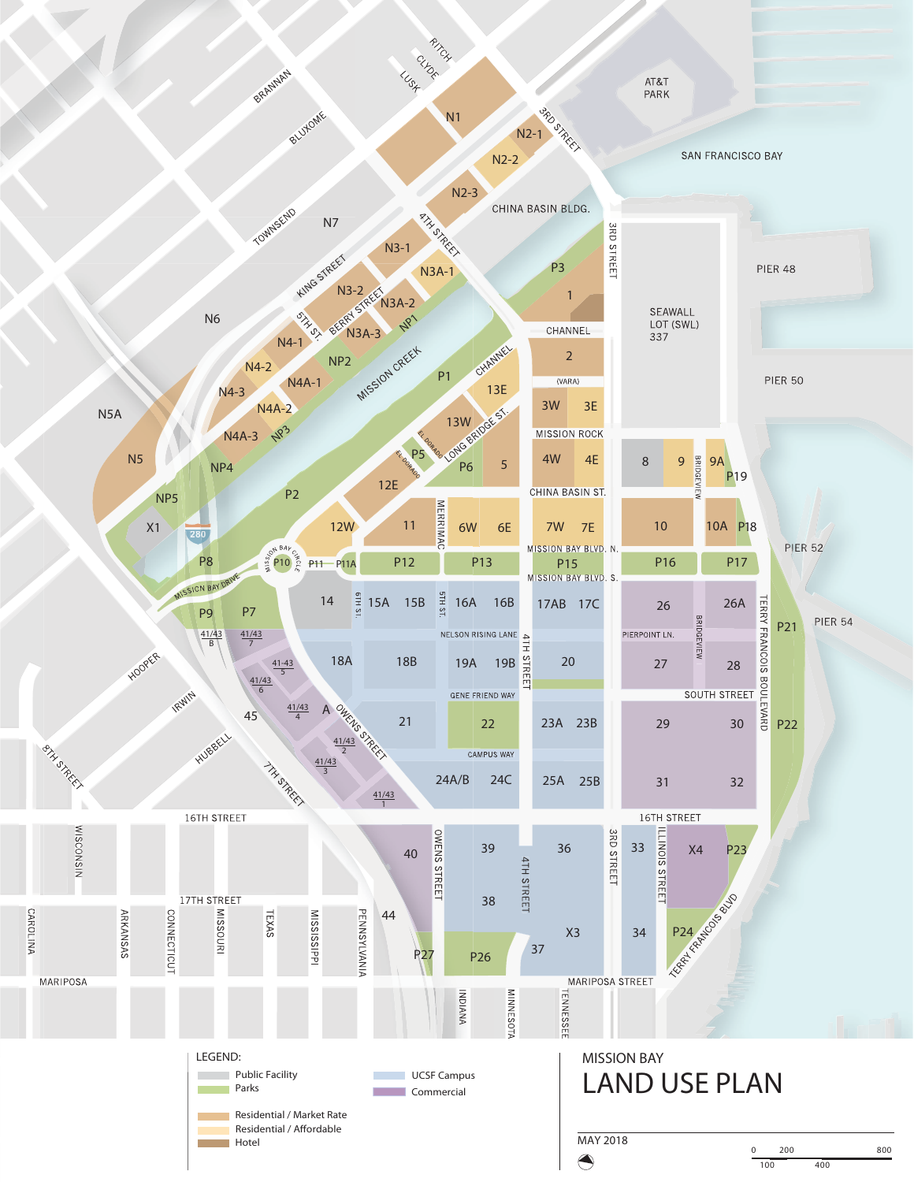# MISSION BAY LAND USE PLAN

MAY 2018

LEGEND:

- Public Facility
- Parks
- Residential / Market Rate
- Residential / Affordable
- Hotel
- UCSF Campus
- Commercial

0 100 200 400 800

AT&T PARK

SAN FRANCISCO BAY

CHINA BASIN BLDG.

PIER 48

SEAWALL LOT (SWL) 337

PIER 50

PIER 52

PIER 54

MISSION CREEK

CHANNEL

MISSION ROCK

CHINA BASIN ST.

MISSION BAY BLVD. N.

MISSION BAY BLVD. S.

NELSON RISING LANE

GENE FRIEND WAY

CAMPUS WAY

PIERPOINT LN.

SOUTH STREET

TERRY FRANCOIS BOULEVARD

16TH STREET

17TH STREET

MARIPOSA

MARIPOSA STREET

3RD STREET

4TH STREET

5TH ST.

6TH ST.

7TH STREET

8TH STREET

OWENS STREET

ILLINOIS STREET

TERRY FRANCOIS BLVD

BRIDGEVIEW

MERRIMAC

LONG BRIDGE ST.

EL DORADO

MISSION BAY CIRCLE

MISSION BAY DRIVE

KING STREET

BERRY STREET

TOWNSEND

BRANNAN

BLUXOME

RITCH

CLYDE

LUSK

HOOPER

IRWIN

HUBBELL

WISCONSIN

CAROLINA

ARKANSAS

CONNECTICUT

MISSOURI

TEXAS

MISSISSIPPI

PENNSYLVANIA

INDIANA

MINNESOTA

TENNESSEE

280

N1, N2-1, N2-2, N2-3, N3-1, N3A-1, N3-2, N3A-2, N3A-3, N4-1, N4-2, N4-3, N4A-1, N4A-2, N4A-3, N5, N5A, N6, N7, NP1, NP2, NP3, NP4, NP5, X1, X3, X4

P1, P2, P3, P5, P6, P7, P8, P9, P10, P11, P11A, P12, P13, P15, P16, P17, P18, P19, P21, P22, P23, P24, P26, P27

1, 2, (VARA), 3W, 3E, 4W, 4E, 5, 6W, 6E, 7W, 7E, 8, 9, 9A, 10, 10A, 11, 12E, 12W, 13E, 13W, 14, 15A, 15B, 16A, 16B, 17AB, 17C, 18A, 18B, 19A, 19B, 20, 21, 22, 23A, 23B, 24A/B, 24C, 25A, 25B, 26, 26A, 27, 28, 29, 30, 31, 32, 33, 34, 36, 37, 38, 39, 40, 44, 45, A

41/43 B, 41/43 7, 41-43 5, 41/43 6, 41/43 4, 41/43 2, 41/43 3, 41/43 1